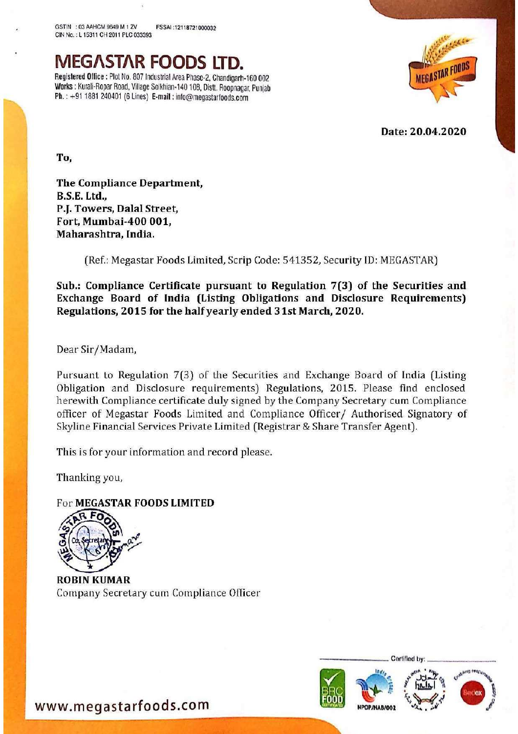GSTIN : 03 AAHCM 9649 M 1 ZV FSSAI :12118721000032
CIN No. : L 15311 CH 2011 PLC 033393

# MEGASTAR FOODS LTD.

Registered Office : Plot No. 807 Industrial Area Phase-2, Chandigarh-160 002
Works : Kurali-Ropar Road, Village Solkhian-140 108, Distt. Roopnagar, Punjab
Ph. : +91 1881 240401 (6 Lines) E-mail : info@megastarfoods.com

**Date: 20.04.2020**

**To,**

**The Compliance Department,**
**B.S.E. Ltd.,**
**P.J. Towers, Dalal Street,**
**Fort, Mumbai-400 001,**
**Maharashtra, India.**

(Ref.: Megastar Foods Limited, Scrip Code: 541352, Security ID: MEGASTAR)

**Sub.: Compliance Certificate pursuant to Regulation 7(3) of the Securities and Exchange Board of India (Listing Obligations and Disclosure Requirements) Regulations, 2015 for the half yearly ended 31st March, 2020.**

Dear Sir/Madam,

Pursuant to Regulation 7(3) of the Securities and Exchange Board of India (Listing Obligation and Disclosure requirements) Regulations, 2015. Please find enclosed herewith Compliance certificate duly signed by the Company Secretary cum Compliance officer of Megastar Foods Limited and Compliance Officer/ Authorised Signatory of Skyline Financial Services Private Limited (Registrar & Share Transfer Agent).

This is for your information and record please.

Thanking you,

For **MEGASTAR FOODS LIMITED**

**ROBIN KUMAR**
Company Secretary cum Compliance Officer

Certified by:

www.megastarfoods.com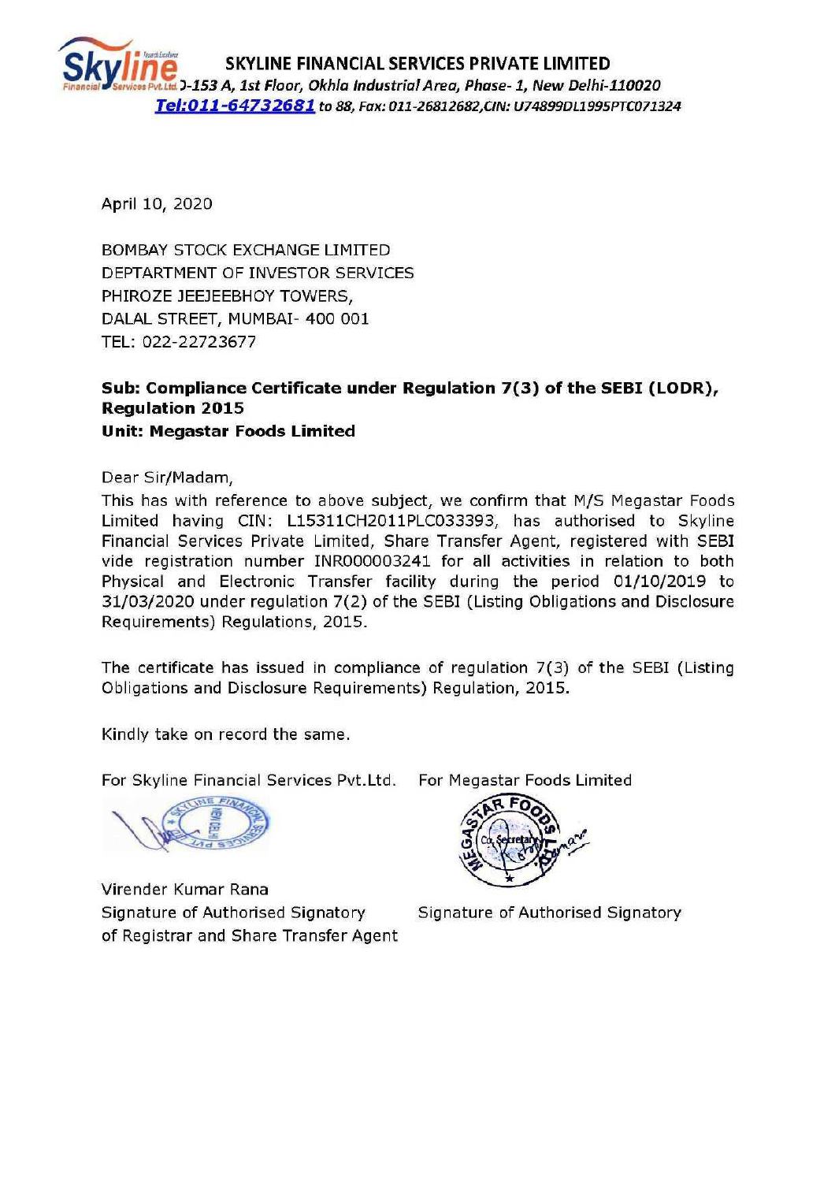**SKYLINE FINANCIAL SERVICES PRIVATE LIMITED**
*D-153 A, 1st Floor, Okhla Industrial Area, Phase- 1, New Delhi-110020*
*Tel:011-64732681 to 88, Fax: 011-26812682,CIN: U74899DL1995PTC071324*

April 10, 2020

BOMBAY STOCK EXCHANGE LIMITED
DEPTARTMENT OF INVESTOR SERVICES
PHIROZE JEEJEEBHOY TOWERS,
DALAL STREET, MUMBAI- 400 001
TEL: 022-22723677

**Sub: Compliance Certificate under Regulation 7(3) of the SEBI (LODR), Regulation 2015**
**Unit: Megastar Foods Limited**

Dear Sir/Madam,

This has with reference to above subject, we confirm that M/S Megastar Foods Limited having CIN: L15311CH2011PLC033393, has authorised to Skyline Financial Services Private Limited, Share Transfer Agent, registered with SEBI vide registration number INR000003241 for all activities in relation to both Physical and Electronic Transfer facility during the period 01/10/2019 to 31/03/2020 under regulation 7(2) of the SEBI (Listing Obligations and Disclosure Requirements) Regulations, 2015.

The certificate has issued in compliance of regulation 7(3) of the SEBI (Listing Obligations and Disclosure Requirements) Regulation, 2015.

Kindly take on record the same.

For Skyline Financial Services Pvt.Ltd.

Virender Kumar Rana
Signature of Authorised Signatory
of Registrar and Share Transfer Agent

For Megastar Foods Limited

Signature of Authorised Signatory